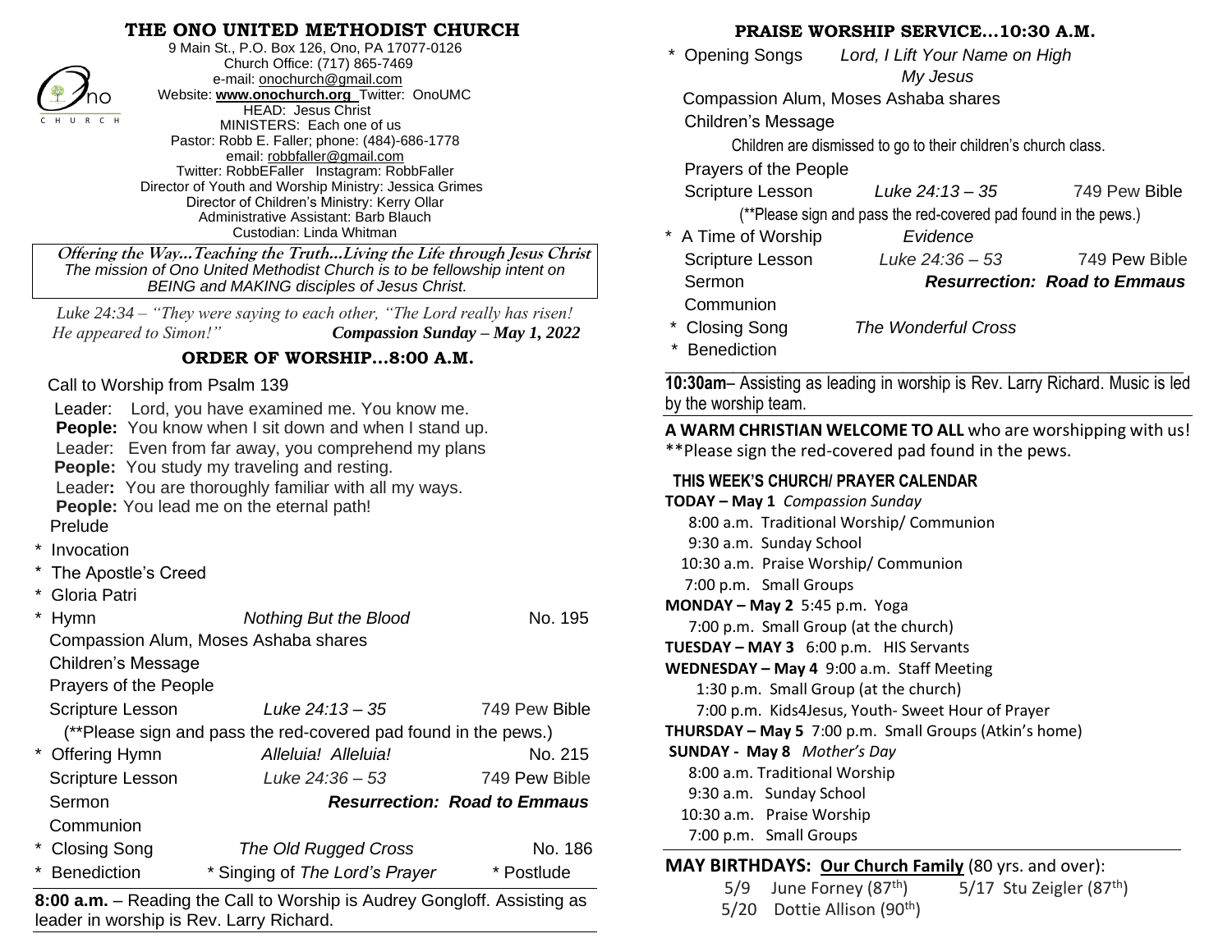# THE ONO UNITED METHODIST CHURCH

9 Main St., P.O. Box 126, Ono, PA 17077-0126
Church Office: (717) 865-7469
e-mail: onochurch@gmail.com
Website: **www.onochurch.org** Twitter: OnoUMC
HEAD: Jesus Christ
MINISTERS: Each one of us
Pastor: Robb E. Faller; phone: (484)-686-1778
email: robbfaller@gmail.com
Twitter: RobbEFaller Instagram: RobbFaller
Director of Youth and Worship Ministry: Jessica Grimes
Director of Children's Ministry: Kerry Ollar
Administrative Assistant: Barb Blauch
Custodian: Linda Whitman

***Offering the Way…Teaching the Truth…Living the Life through Jesus Christ***
*The mission of Ono United Methodist Church is to be fellowship intent on BEING and MAKING disciples of Jesus Christ.*

*Luke 24:34 – "They were saying to each other, "The Lord really has risen! He appeared to Simon!"* ***Compassion Sunday – May 1, 2022***

## ORDER OF WORSHIP…8:00 A.M.

Call to Worship from Psalm 139

Leader: Lord, you have examined me. You know me.
**People:** You know when I sit down and when I stand up.
Leader: Even from far away, you comprehend my plans
**People:** You study my traveling and resting.
Leader**:** You are thoroughly familiar with all my ways.
**People:** You lead me on the eternal path!

Prelude

\* Invocation

\* The Apostle's Creed

\* Gloria Patri

\* Hymn — *Nothing But the Blood* — No. 195

Compassion Alum, Moses Ashaba shares

Children's Message

Prayers of the People

Scripture Lesson — *Luke 24:13 – 35* — 749 Pew Bible

(**Please sign and pass the red-covered pad found in the pews.)

\* Offering Hymn — *Alleluia! Alleluia!* — No. 215

Scripture Lesson — *Luke 24:36 – 53* — 749 Pew Bible

Sermon — ***Resurrection: Road to Emmaus***

Communion

\* Closing Song — *The Old Rugged Cross* — No. 186

\* Benediction — \* Singing of *The Lord's Prayer* — \* Postlude

**8:00 a.m.** – Reading the Call to Worship is Audrey Gongloff. Assisting as leader in worship is Rev. Larry Richard.

## PRAISE WORSHIP SERVICE…10:30 A.M.

\* Opening Songs — *Lord, I Lift Your Name on High*; *My Jesus*

Compassion Alum, Moses Ashaba shares

Children's Message

Children are dismissed to go to their children's church class.

Prayers of the People

Scripture Lesson — *Luke 24:13 – 35* — 749 Pew Bible

(**Please sign and pass the red-covered pad found in the pews.)

\* A Time of Worship — *Evidence*

Scripture Lesson — *Luke 24:36 – 53* — 749 Pew Bible

Sermon — ***Resurrection: Road to Emmaus***

Communion

\* Closing Song — *The Wonderful Cross*

\* Benediction

**10:30am**– Assisting as leading in worship is Rev. Larry Richard. Music is led by the worship team.

**A WARM CHRISTIAN WELCOME TO ALL** who are worshipping with us!
**Please sign the red-covered pad found in the pews.

### THIS WEEK'S CHURCH/ PRAYER CALENDAR

**TODAY – May 1** *Compassion Sunday*
8:00 a.m. Traditional Worship/ Communion
9:30 a.m. Sunday School
10:30 a.m. Praise Worship/ Communion
7:00 p.m. Small Groups

**MONDAY – May 2** 5:45 p.m. Yoga
7:00 p.m. Small Group (at the church)

**TUESDAY – MAY 3** 6:00 p.m. HIS Servants

**WEDNESDAY – May 4** 9:00 a.m. Staff Meeting
1:30 p.m. Small Group (at the church)
7:00 p.m. Kids4Jesus, Youth- Sweet Hour of Prayer

**THURSDAY – May 5** 7:00 p.m. Small Groups (Atkin's home)

**SUNDAY - May 8** *Mother's Day*
8:00 a.m. Traditional Worship
9:30 a.m. Sunday School
10:30 a.m. Praise Worship
7:00 p.m. Small Groups

**MAY BIRTHDAYS: Our Church Family** (80 yrs. and over):

5/9 June Forney (87th) — 5/17 Stu Zeigler (87th)
5/20 Dottie Allison (90th)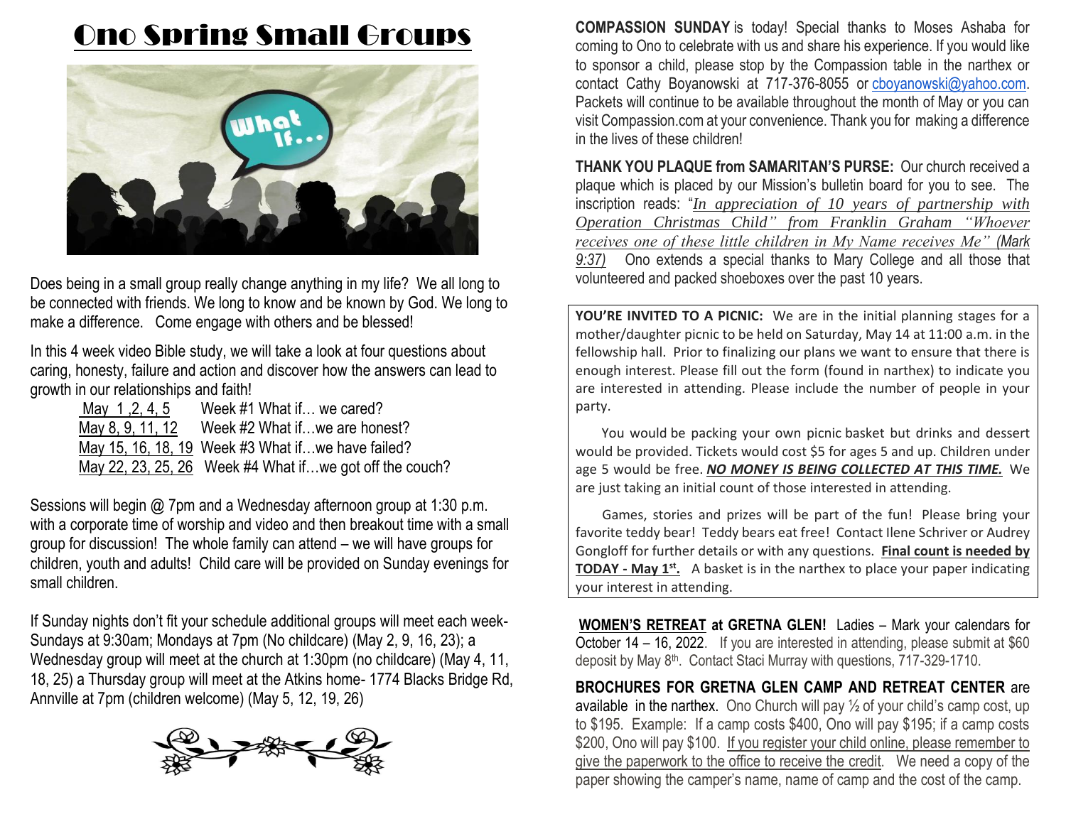# Ono Spring Small Groups

Does being in a small group really change anything in my life? We all long to be connected with friends. We long to know and be known by God. We long to make a difference. Come engage with others and be blessed!

In this 4 week video Bible study, we will take a look at four questions about caring, honesty, failure and action and discover how the answers can lead to growth in our relationships and faith!

| | |
|---|---|
| May 1 ,2, 4, 5 | Week #1 What if… we cared? |
| May 8, 9, 11, 12 | Week #2 What if…we are honest? |
| May 15, 16, 18, 19 | Week #3 What if…we have failed? |
| May 22, 23, 25, 26 | Week #4 What if…we got off the couch? |

Sessions will begin @ 7pm and a Wednesday afternoon group at 1:30 p.m. with a corporate time of worship and video and then breakout time with a small group for discussion! The whole family can attend – we will have groups for children, youth and adults! Child care will be provided on Sunday evenings for small children.

If Sunday nights don't fit your schedule additional groups will meet each week- Sundays at 9:30am; Mondays at 7pm (No childcare) (May 2, 9, 16, 23); a Wednesday group will meet at the church at 1:30pm (no childcare) (May 4, 11, 18, 25) a Thursday group will meet at the Atkins home- 1774 Blacks Bridge Rd, Annville at 7pm (children welcome) (May 5, 12, 19, 26)

**COMPASSION SUNDAY** is today! Special thanks to Moses Ashaba for coming to Ono to celebrate with us and share his experience. If you would like to sponsor a child, please stop by the Compassion table in the narthex or contact Cathy Boyanowski at 717-376-8055 or cboyanowski@yahoo.com. Packets will continue to be available throughout the month of May or you can visit Compassion.com at your convenience. Thank you for making a difference in the lives of these children!

**THANK YOU PLAQUE from SAMARITAN'S PURSE:** Our church received a plaque which is placed by our Mission's bulletin board for you to see. The inscription reads: "*In appreciation of 10 years of partnership with Operation Christmas Child" from Franklin Graham "Whoever receives one of these little children in My Name receives Me" (Mark 9:37)* Ono extends a special thanks to Mary College and all those that volunteered and packed shoeboxes over the past 10 years.

**YOU'RE INVITED TO A PICNIC:** We are in the initial planning stages for a mother/daughter picnic to be held on Saturday, May 14 at 11:00 a.m. in the fellowship hall. Prior to finalizing our plans we want to ensure that there is enough interest. Please fill out the form (found in narthex) to indicate you are interested in attending. Please include the number of people in your party.

You would be packing your own picnic basket but drinks and dessert would be provided. Tickets would cost $5 for ages 5 and up. Children under age 5 would be free. ***NO MONEY IS BEING COLLECTED AT THIS TIME.*** We are just taking an initial count of those interested in attending.

Games, stories and prizes will be part of the fun! Please bring your favorite teddy bear! Teddy bears eat free! Contact Ilene Schriver or Audrey Gongloff for further details or with any questions. **Final count is needed by TODAY - May 1st.** A basket is in the narthex to place your paper indicating your interest in attending.

**WOMEN'S RETREAT at GRETNA GLEN!** Ladies – Mark your calendars for October 14 – 16, 2022. If you are interested in attending, please submit at $60 deposit by May 8th. Contact Staci Murray with questions, 717-329-1710.

**BROCHURES FOR GRETNA GLEN CAMP AND RETREAT CENTER** are available in the narthex. Ono Church will pay ½ of your child's camp cost, up to $195. Example: If a camp costs $400, Ono will pay $195; if a camp costs $200, Ono will pay $100. If you register your child online, please remember to give the paperwork to the office to receive the credit. We need a copy of the paper showing the camper's name, name of camp and the cost of the camp.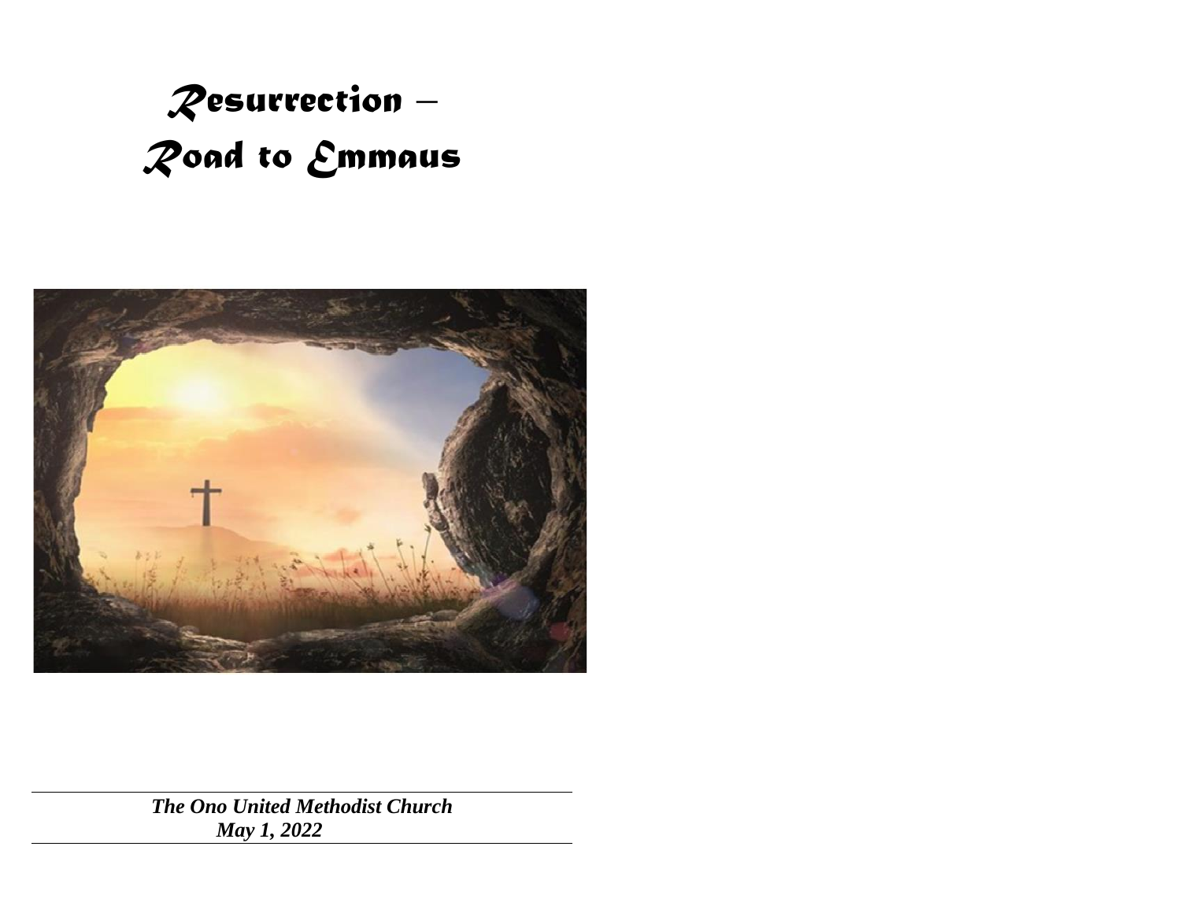# *Resurrection – Road to Emmaus*

***The Ono United Methodist Church***
***May 1, 2022***